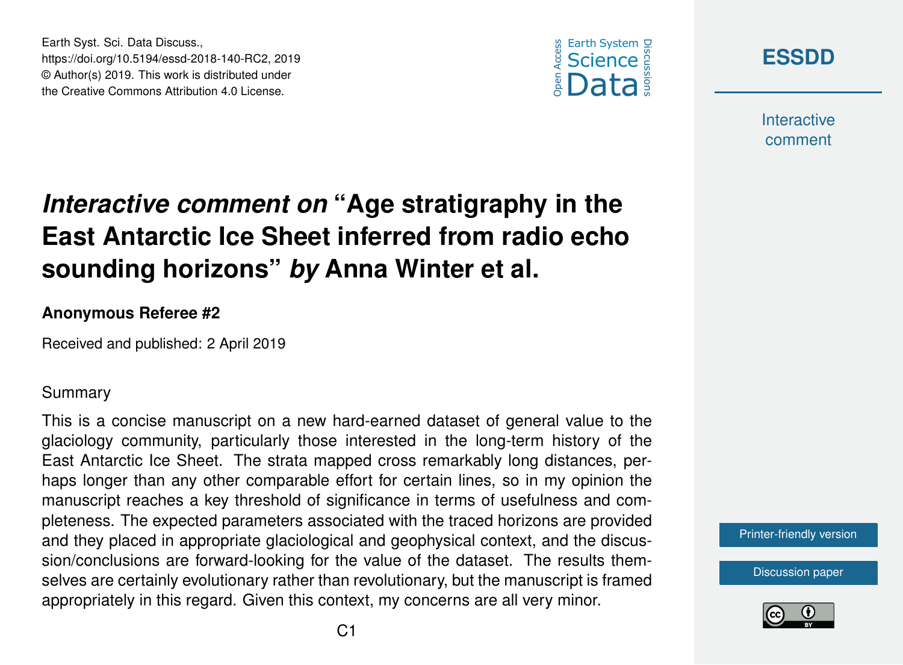# *Interactive comment on* "Age stratigraphy in the East Antarctic Ice Sheet inferred from radio echo sounding horizons" *by* Anna Winter et al.

**Anonymous Referee #2**

Received and published: 2 April 2019

Summary

This is a concise manuscript on a new hard-earned dataset of general value to the glaciology community, particularly those interested in the long-term history of the East Antarctic Ice Sheet. The strata mapped cross remarkably long distances, perhaps longer than any other comparable effort for certain lines, so in my opinion the manuscript reaches a key threshold of significance in terms of usefulness and completeness. The expected parameters associated with the traced horizons are provided and they placed in appropriate glaciological and geophysical context, and the discussion/conclusions are forward-looking for the value of the dataset. The results themselves are certainly evolutionary rather than revolutionary, but the manuscript is framed appropriately in this regard. Given this context, my concerns are all very minor.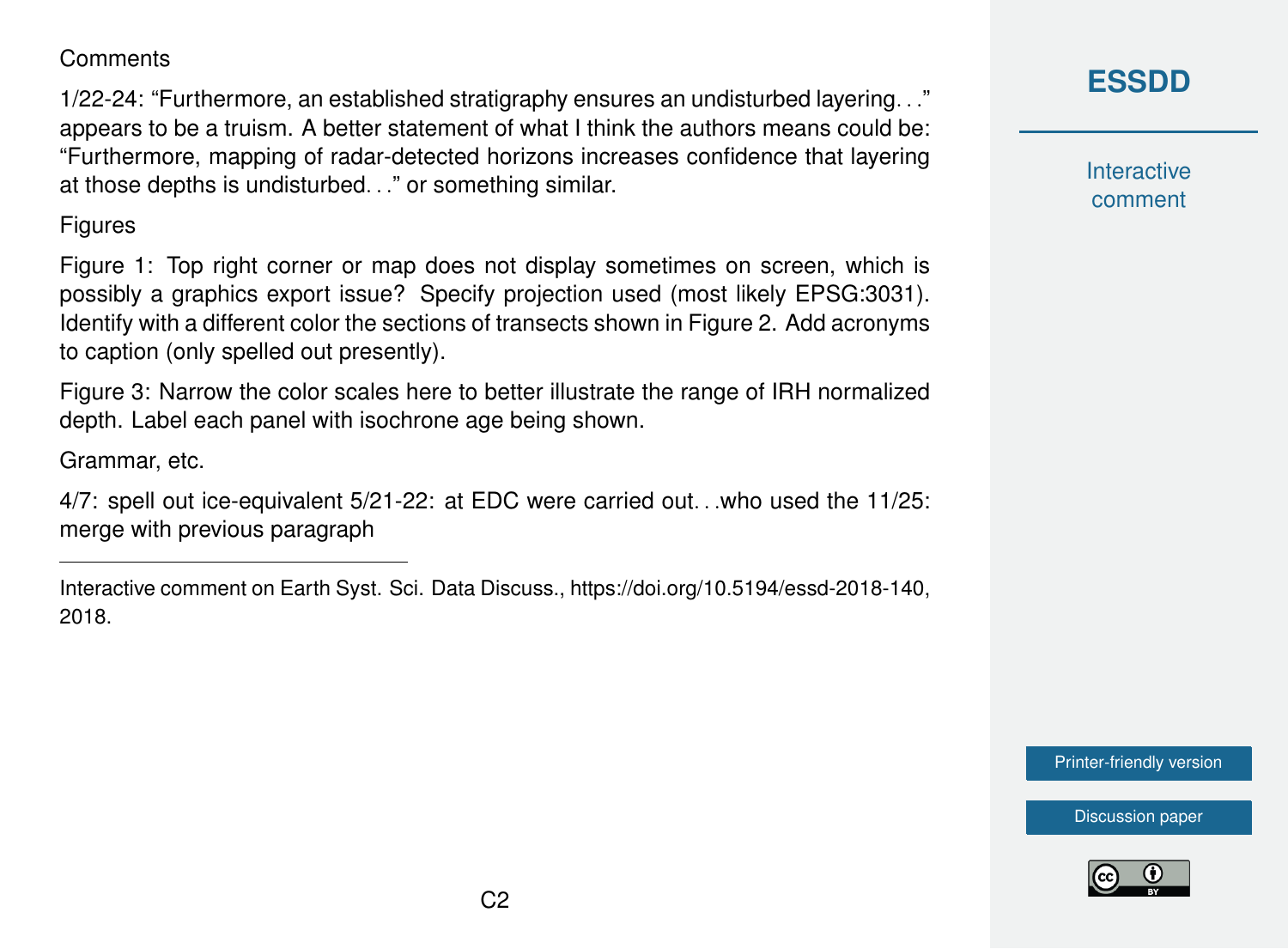Comments

1/22-24: “Furthermore, an established stratigraphy ensures an undisturbed layering. . .” appears to be a truism. A better statement of what I think the authors means could be: “Furthermore, mapping of radar-detected horizons increases confidence that layering at those depths is undisturbed. . .” or something similar.

Figures

Figure 1: Top right corner or map does not display sometimes on screen, which is possibly a graphics export issue? Specify projection used (most likely EPSG:3031). Identify with a different color the sections of transects shown in Figure 2. Add acronyms to caption (only spelled out presently).

Figure 3: Narrow the color scales here to better illustrate the range of IRH normalized depth. Label each panel with isochrone age being shown.

Grammar, etc.

4/7: spell out ice-equivalent 5/21-22: at EDC were carried out. . .who used the 11/25: merge with previous paragraph

---

Interactive comment on Earth Syst. Sci. Data Discuss., https://doi.org/10.5194/essd-2018-140, 2018.